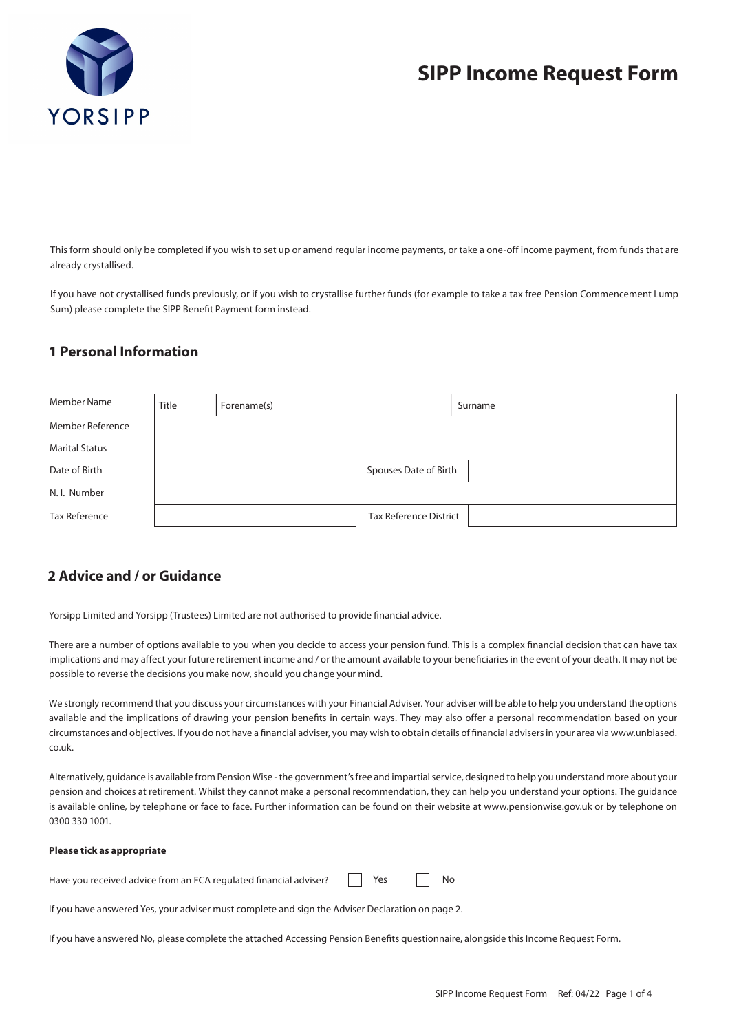YORSIPP

# SIPP Income Request Form

This form should only be completed if you wish to set up or amend regular income payments, or take a one-off income payment, from funds that are already crystallised.

If you have not crystallised funds previously, or if you wish to crystallise further funds (for example to take a tax free Pension Commencement Lump Sum) please complete the SIPP Benefit Payment form instead.

## 1 Personal Information

| | | | |
|---|---|---|---|
| Member Name | Title | Forename(s) | Surname |
| Member Reference | | | |
| Marital Status | | | |
| Date of Birth | | Spouses Date of Birth | |
| N. I. Number | | | |
| Tax Reference | | Tax Reference District | |

## 2 Advice and / or Guidance

Yorsipp Limited and Yorsipp (Trustees) Limited are not authorised to provide financial advice.

There are a number of options available to you when you decide to access your pension fund. This is a complex financial decision that can have tax implications and may affect your future retirement income and / or the amount available to your beneficiaries in the event of your death. It may not be possible to reverse the decisions you make now, should you change your mind.

We strongly recommend that you discuss your circumstances with your Financial Adviser. Your adviser will be able to help you understand the options available and the implications of drawing your pension benefits in certain ways. They may also offer a personal recommendation based on your circumstances and objectives. If you do not have a financial adviser, you may wish to obtain details of financial advisers in your area via www.unbiased.co.uk.

Alternatively, guidance is available from Pension Wise - the government's free and impartial service, designed to help you understand more about your pension and choices at retirement. Whilst they cannot make a personal recommendation, they can help you understand your options. The guidance is available online, by telephone or face to face. Further information can be found on their website at www.pensionwise.gov.uk or by telephone on 0300 330 1001.

**Please tick as appropriate**

Have you received advice from an FCA regulated financial adviser? ☐ Yes ☐ No

If you have answered Yes, your adviser must complete and sign the Adviser Declaration on page 2.

If you have answered No, please complete the attached Accessing Pension Benefits questionnaire, alongside this Income Request Form.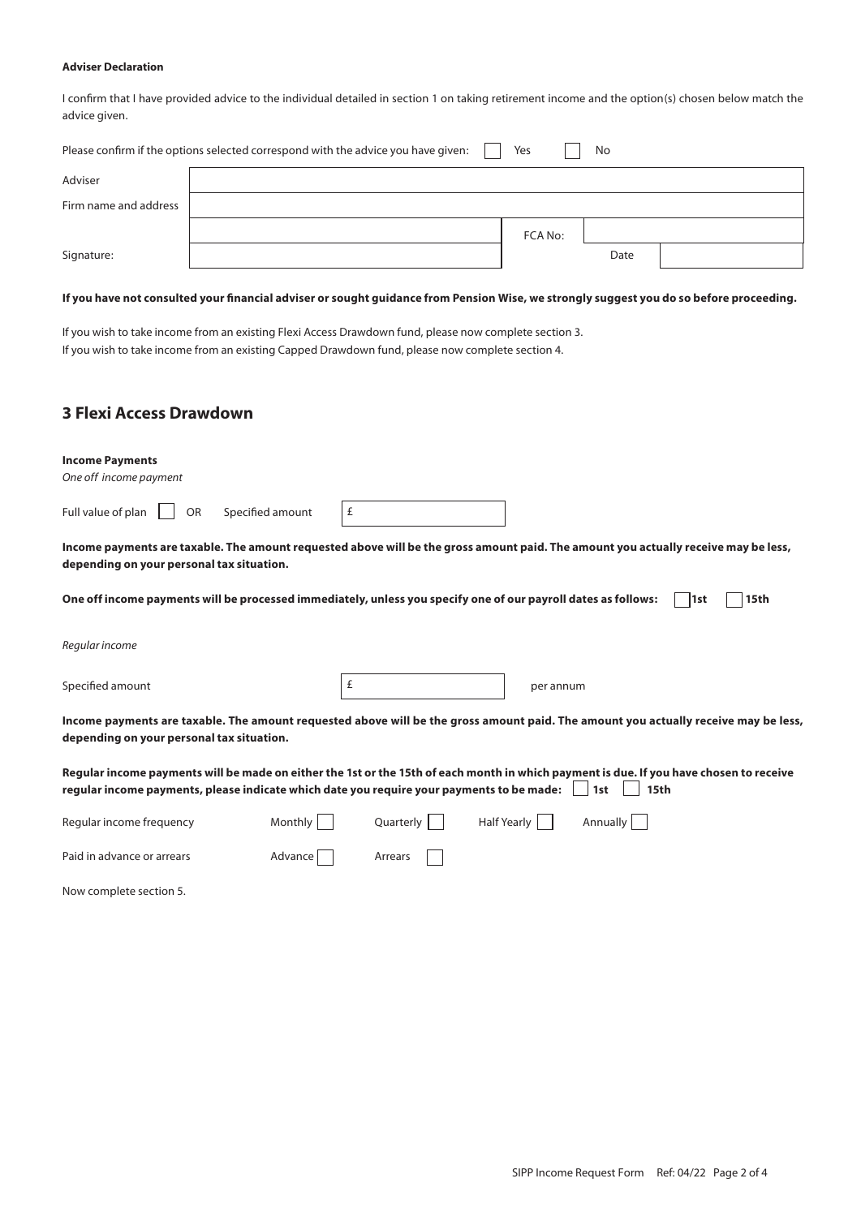**Adviser Declaration**

I confirm that I have provided advice to the individual detailed in section 1 on taking retirement income and the option(s) chosen below match the advice given.

Please confirm if the options selected correspond with the advice you have given: ☐ Yes ☐ No

| | | | | |
|---|---|---|---|---|
| Adviser | | | | |
| Firm name and address | | | | |
| | | FCA No: | | |
| Signature: | | | Date | |

**If you have not consulted your financial adviser or sought guidance from Pension Wise, we strongly suggest you do so before proceeding.**

If you wish to take income from an existing Flexi Access Drawdown fund, please now complete section 3.
If you wish to take income from an existing Capped Drawdown fund, please now complete section 4.

## 3 Flexi Access Drawdown

**Income Payments**
*One off income payment*

Full value of plan ☐ OR Specified amount £

**Income payments are taxable. The amount requested above will be the gross amount paid. The amount you actually receive may be less, depending on your personal tax situation.**

**One off income payments will be processed immediately, unless you specify one of our payroll dates as follows:** ☐ **1st** ☐ **15th**

*Regular income*

Specified amount £ per annum

**Income payments are taxable. The amount requested above will be the gross amount paid. The amount you actually receive may be less, depending on your personal tax situation.**

**Regular income payments will be made on either the 1st or the 15th of each month in which payment is due. If you have chosen to receive regular income payments, please indicate which date you require your payments to be made:** ☐ **1st** ☐ **15th**

Regular income frequency: Monthly ☐ Quarterly ☐ Half Yearly ☐ Annually ☐

Paid in advance or arrears: Advance ☐ Arrears ☐

Now complete section 5.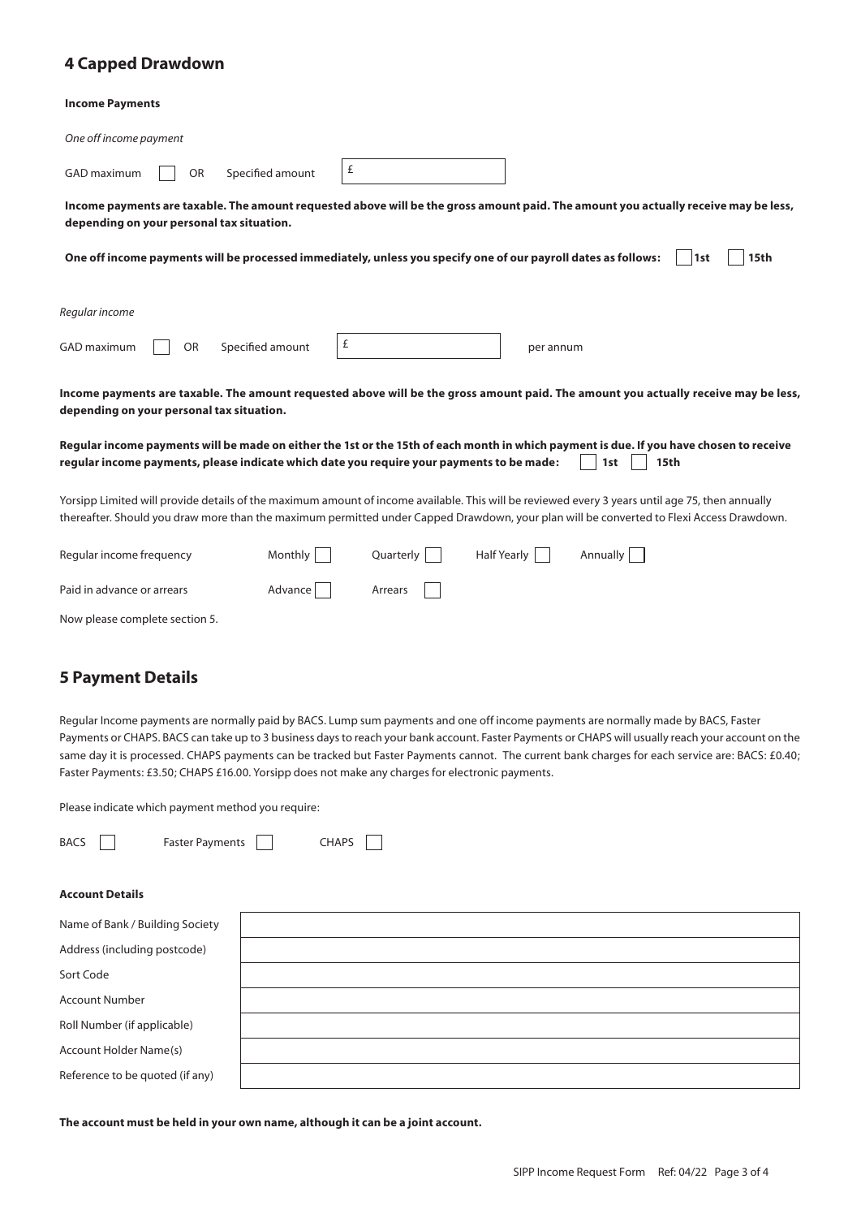## 4 Capped Drawdown

**Income Payments**

*One off income payment*

GAD maximum ☐ OR Specified amount £

**Income payments are taxable. The amount requested above will be the gross amount paid. The amount you actually receive may be less, depending on your personal tax situation.**

**One off income payments will be processed immediately, unless you specify one of our payroll dates as follows:** ☐ **1st** ☐ **15th**

*Regular income*

GAD maximum ☐ OR Specified amount £ per annum

**Income payments are taxable. The amount requested above will be the gross amount paid. The amount you actually receive may be less, depending on your personal tax situation.**

**Regular income payments will be made on either the 1st or the 15th of each month in which payment is due. If you have chosen to receive regular income payments, please indicate which date you require your payments to be made:** ☐ **1st** ☐ **15th**

Yorsipp Limited will provide details of the maximum amount of income available. This will be reviewed every 3 years until age 75, then annually thereafter. Should you draw more than the maximum permitted under Capped Drawdown, your plan will be converted to Flexi Access Drawdown.

Regular income frequency Monthly ☐ Quarterly ☐ Half Yearly ☐ Annually ☐

Paid in advance or arrears Advance ☐ Arrears ☐

Now please complete section 5.

## 5 Payment Details

Regular Income payments are normally paid by BACS. Lump sum payments and one off income payments are normally made by BACS, Faster Payments or CHAPS. BACS can take up to 3 business days to reach your bank account. Faster Payments or CHAPS will usually reach your account on the same day it is processed. CHAPS payments can be tracked but Faster Payments cannot. The current bank charges for each service are: BACS: £0.40; Faster Payments: £3.50; CHAPS £16.00. Yorsipp does not make any charges for electronic payments.

Please indicate which payment method you require:

BACS ☐ Faster Payments ☐ CHAPS ☐

**Account Details**

| | |
|---|---|
| Name of Bank / Building Society | |
| Address (including postcode) | |
| Sort Code | |
| Account Number | |
| Roll Number (if applicable) | |
| Account Holder Name(s) | |
| Reference to be quoted (if any) | |

**The account must be held in your own name, although it can be a joint account.**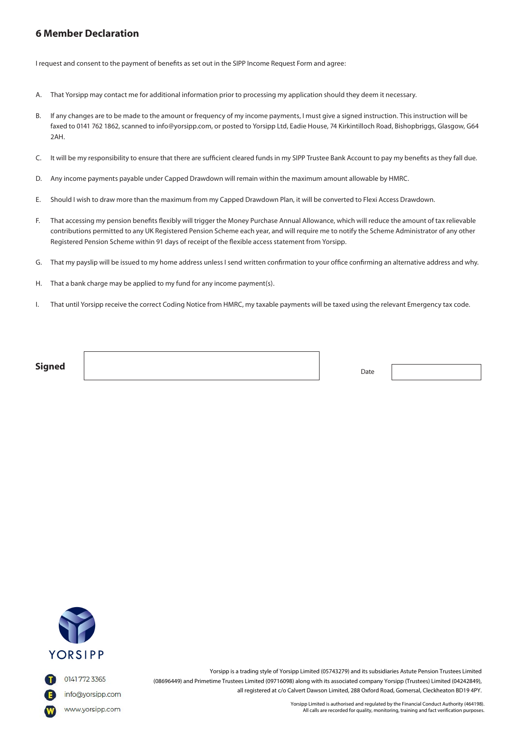## 6 Member Declaration

I request and consent to the payment of benefits as set out in the SIPP Income Request Form and agree:

A. That Yorsipp may contact me for additional information prior to processing my application should they deem it necessary.

B. If any changes are to be made to the amount or frequency of my income payments, I must give a signed instruction. This instruction will be faxed to 0141 762 1862, scanned to info@yorsipp.com, or posted to Yorsipp Ltd, Eadie House, 74 Kirkintilloch Road, Bishopbriggs, Glasgow, G64 2AH.

C. It will be my responsibility to ensure that there are sufficient cleared funds in my SIPP Trustee Bank Account to pay my benefits as they fall due.

D. Any income payments payable under Capped Drawdown will remain within the maximum amount allowable by HMRC.

E. Should I wish to draw more than the maximum from my Capped Drawdown Plan, it will be converted to Flexi Access Drawdown.

F. That accessing my pension benefits flexibly will trigger the Money Purchase Annual Allowance, which will reduce the amount of tax relievable contributions permitted to any UK Registered Pension Scheme each year, and will require me to notify the Scheme Administrator of any other Registered Pension Scheme within 91 days of receipt of the flexible access statement from Yorsipp.

G. That my payslip will be issued to my home address unless I send written confirmation to your office confirming an alternative address and why.

H. That a bank charge may be applied to my fund for any income payment(s).

I. That until Yorsipp receive the correct Coding Notice from HMRC, my taxable payments will be taxed using the relevant Emergency tax code.

**Signed** ____________________ Date ____________

YORSIPP

T 0141 772 3365

E info@yorsipp.com

W www.yorsipp.com

Yorsipp is a trading style of Yorsipp Limited (05743279) and its subsidiaries Astute Pension Trustees Limited (08696449) and Primetime Trustees Limited (09716098) along with its associated company Yorsipp (Trustees) Limited (04242849), all registered at c/o Calvert Dawson Limited, 288 Oxford Road, Gomersal, Cleckheaton BD19 4PY.

Yorsipp Limited is authorised and regulated by the Financial Conduct Authority (464198). All calls are recorded for quality, monitoring, training and fact verification purposes.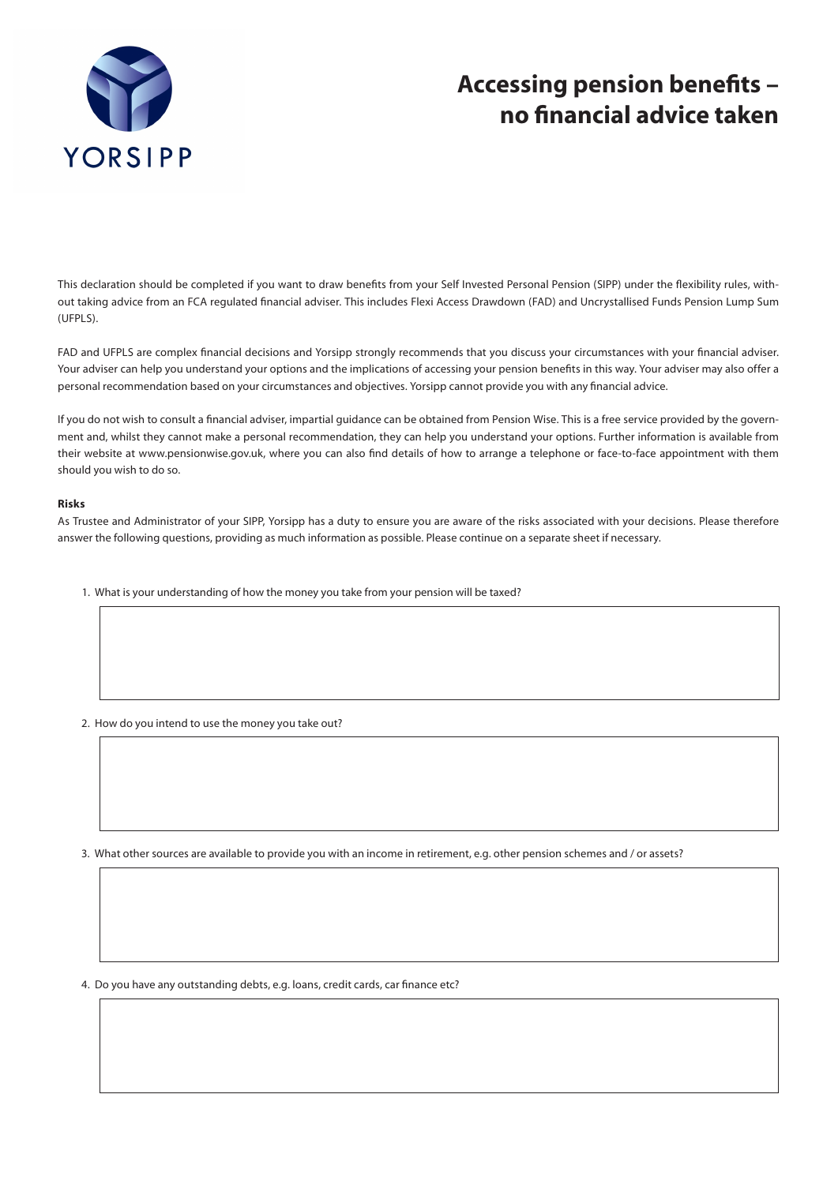# Accessing pension benefits – no financial advice taken

This declaration should be completed if you want to draw benefits from your Self Invested Personal Pension (SIPP) under the flexibility rules, without taking advice from an FCA regulated financial adviser. This includes Flexi Access Drawdown (FAD) and Uncrystallised Funds Pension Lump Sum (UFPLS).

FAD and UFPLS are complex financial decisions and Yorsipp strongly recommends that you discuss your circumstances with your financial adviser. Your adviser can help you understand your options and the implications of accessing your pension benefits in this way. Your adviser may also offer a personal recommendation based on your circumstances and objectives. Yorsipp cannot provide you with any financial advice.

If you do not wish to consult a financial adviser, impartial guidance can be obtained from Pension Wise. This is a free service provided by the government and, whilst they cannot make a personal recommendation, they can help you understand your options. Further information is available from their website at www.pensionwise.gov.uk, where you can also find details of how to arrange a telephone or face-to-face appointment with them should you wish to do so.

**Risks**

As Trustee and Administrator of your SIPP, Yorsipp has a duty to ensure you are aware of the risks associated with your decisions. Please therefore answer the following questions, providing as much information as possible. Please continue on a separate sheet if necessary.

1. What is your understanding of how the money you take from your pension will be taxed?

2. How do you intend to use the money you take out?

3. What other sources are available to provide you with an income in retirement, e.g. other pension schemes and / or assets?

4. Do you have any outstanding debts, e.g. loans, credit cards, car finance etc?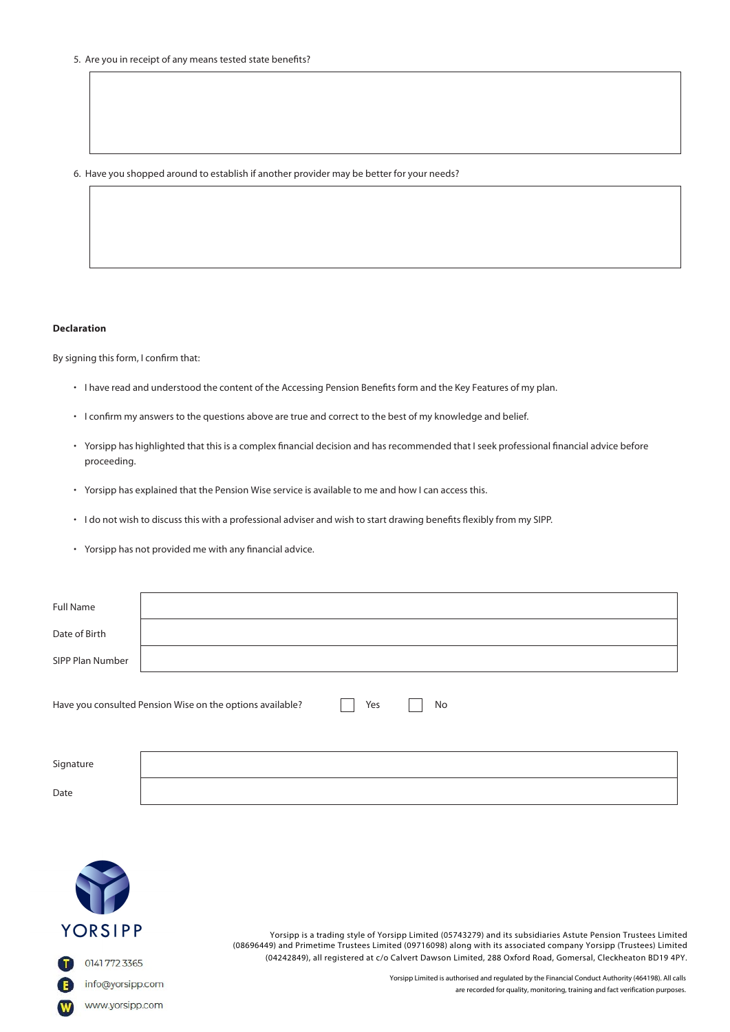5. Are you in receipt of any means tested state benefits?

6. Have you shopped around to establish if another provider may be better for your needs?

**Declaration**

By signing this form, I confirm that:

- I have read and understood the content of the Accessing Pension Benefits form and the Key Features of my plan.
- I confirm my answers to the questions above are true and correct to the best of my knowledge and belief.
- Yorsipp has highlighted that this is a complex financial decision and has recommended that I seek professional financial advice before proceeding.
- Yorsipp has explained that the Pension Wise service is available to me and how I can access this.
- I do not wish to discuss this with a professional adviser and wish to start drawing benefits flexibly from my SIPP.
- Yorsipp has not provided me with any financial advice.

| | |
|---|---|
| Full Name | |
| Date of Birth | |
| SIPP Plan Number | |

Have you consulted Pension Wise on the options available? ☐ Yes ☐ No

| | |
|---|---|
| Signature | |
| Date | |

YORSIPP

T 0141 772 3365

E info@yorsipp.com

W www.yorsipp.com

Yorsipp is a trading style of Yorsipp Limited (05743279) and its subsidiaries Astute Pension Trustees Limited (08696449) and Primetime Trustees Limited (09716098) along with its associated company Yorsipp (Trustees) Limited (04242849), all registered at c/o Calvert Dawson Limited, 288 Oxford Road, Gomersal, Cleckheaton BD19 4PY.

Yorsipp Limited is authorised and regulated by the Financial Conduct Authority (464198). All calls are recorded for quality, monitoring, training and fact verification purposes.